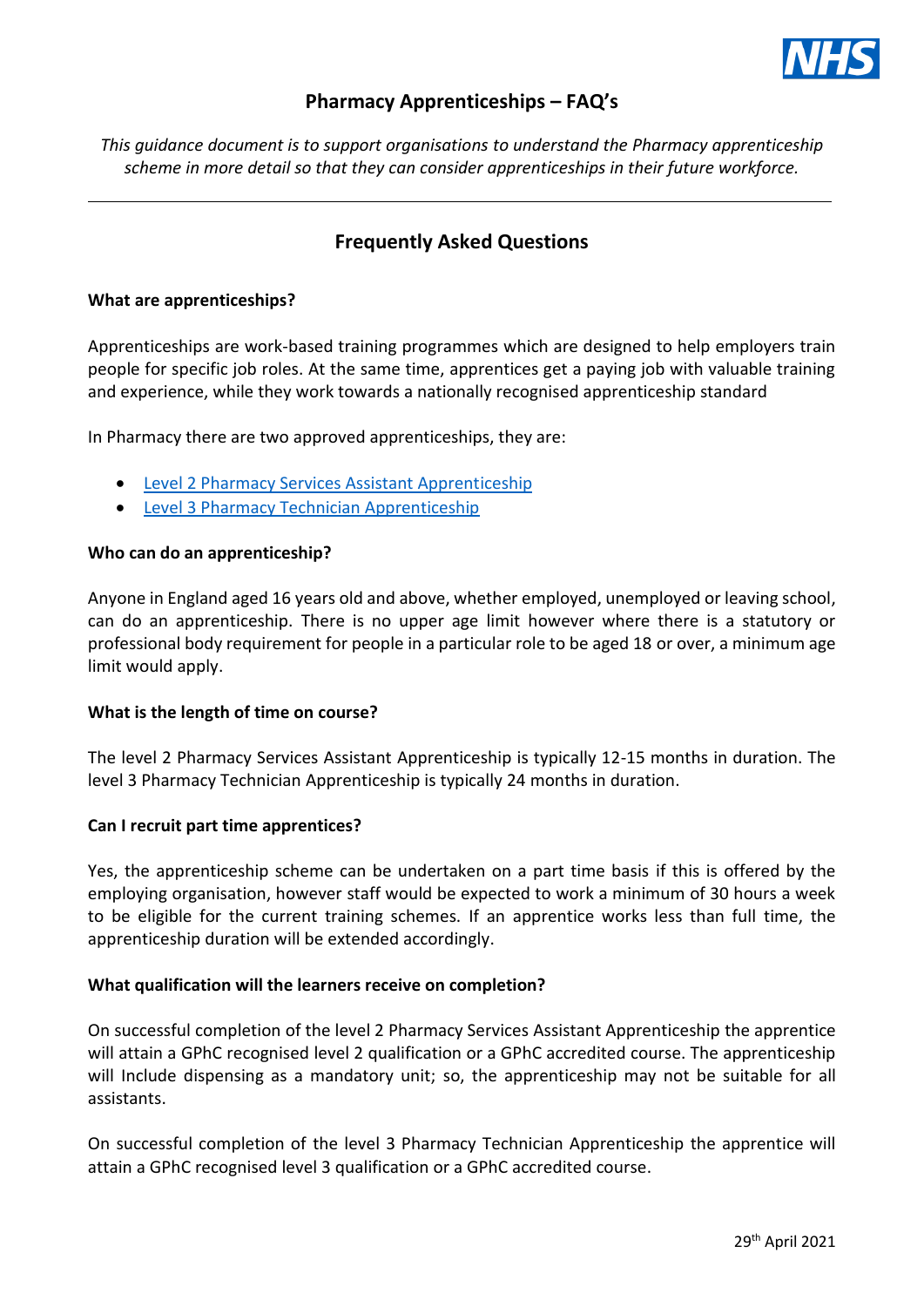# Pharmacy Apprenticeships – FAQ's

*This guidance document is to support organisations to understand the Pharmacy apprenticeship scheme in more detail so that they can consider apprenticeships in their future workforce.*

---

## Frequently Asked Questions

**What are apprenticeships?**

Apprenticeships are work-based training programmes which are designed to help employers train people for specific job roles. At the same time, apprentices get a paying job with valuable training and experience, while they work towards a nationally recognised apprenticeship standard

In Pharmacy there are two approved apprenticeships, they are:

- Level 2 Pharmacy Services Assistant Apprenticeship
- Level 3 Pharmacy Technician Apprenticeship

**Who can do an apprenticeship?**

Anyone in England aged 16 years old and above, whether employed, unemployed or leaving school, can do an apprenticeship. There is no upper age limit however where there is a statutory or professional body requirement for people in a particular role to be aged 18 or over, a minimum age limit would apply.

**What is the length of time on course?**

The level 2 Pharmacy Services Assistant Apprenticeship is typically 12-15 months in duration. The level 3 Pharmacy Technician Apprenticeship is typically 24 months in duration.

**Can I recruit part time apprentices?**

Yes, the apprenticeship scheme can be undertaken on a part time basis if this is offered by the employing organisation, however staff would be expected to work a minimum of 30 hours a week to be eligible for the current training schemes. If an apprentice works less than full time, the apprenticeship duration will be extended accordingly.

**What qualification will the learners receive on completion?**

On successful completion of the level 2 Pharmacy Services Assistant Apprenticeship the apprentice will attain a GPhC recognised level 2 qualification or a GPhC accredited course. The apprenticeship will Include dispensing as a mandatory unit; so, the apprenticeship may not be suitable for all assistants.

On successful completion of the level 3 Pharmacy Technician Apprenticeship the apprentice will attain a GPhC recognised level 3 qualification or a GPhC accredited course.

29th April 2021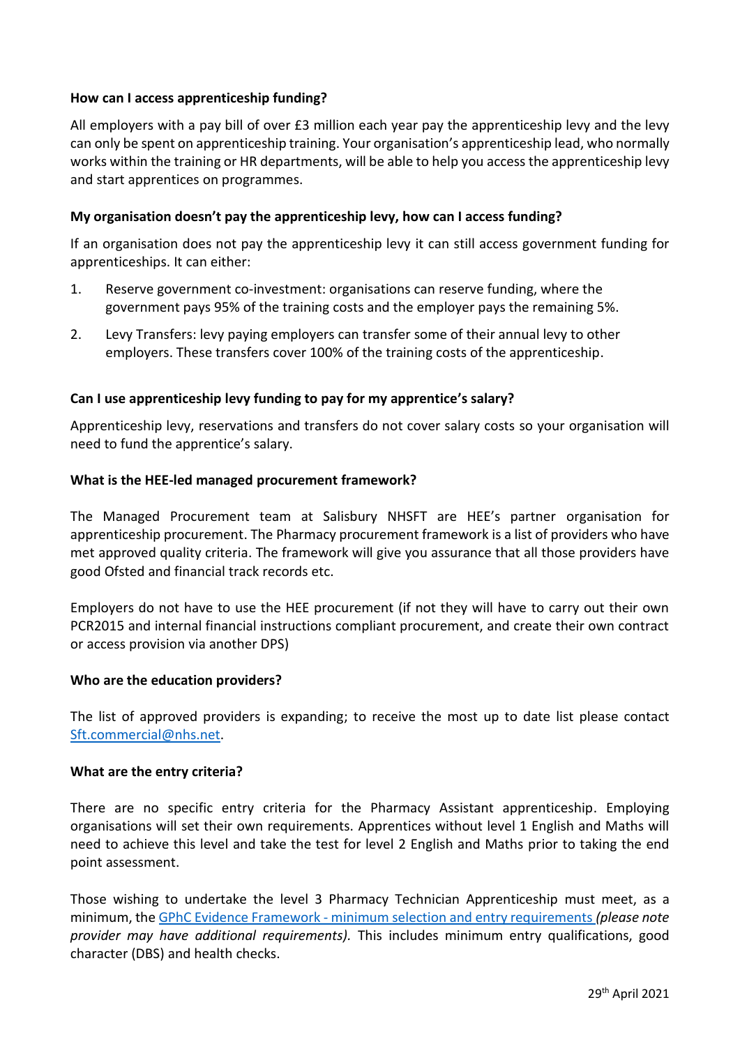**How can I access apprenticeship funding?**

All employers with a pay bill of over £3 million each year pay the apprenticeship levy and the levy can only be spent on apprenticeship training. Your organisation's apprenticeship lead, who normally works within the training or HR departments, will be able to help you access the apprenticeship levy and start apprentices on programmes.

**My organisation doesn't pay the apprenticeship levy, how can I access funding?**

If an organisation does not pay the apprenticeship levy it can still access government funding for apprenticeships. It can either:

1. Reserve government co-investment: organisations can reserve funding, where the government pays 95% of the training costs and the employer pays the remaining 5%.
2. Levy Transfers: levy paying employers can transfer some of their annual levy to other employers. These transfers cover 100% of the training costs of the apprenticeship.

**Can I use apprenticeship levy funding to pay for my apprentice's salary?**

Apprenticeship levy, reservations and transfers do not cover salary costs so your organisation will need to fund the apprentice's salary.

**What is the HEE-led managed procurement framework?**

The Managed Procurement team at Salisbury NHSFT are HEE's partner organisation for apprenticeship procurement. The Pharmacy procurement framework is a list of providers who have met approved quality criteria. The framework will give you assurance that all those providers have good Ofsted and financial track records etc.

Employers do not have to use the HEE procurement (if not they will have to carry out their own PCR2015 and internal financial instructions compliant procurement, and create their own contract or access provision via another DPS)

**Who are the education providers?**

The list of approved providers is expanding; to receive the most up to date list please contact [Sft.commercial@nhs.net](mailto:Sft.commercial@nhs.net).

**What are the entry criteria?**

There are no specific entry criteria for the Pharmacy Assistant apprenticeship. Employing organisations will set their own requirements. Apprentices without level 1 English and Maths will need to achieve this level and take the test for level 2 English and Maths prior to taking the end point assessment.

Those wishing to undertake the level 3 Pharmacy Technician Apprenticeship must meet, as a minimum, the GPhC Evidence Framework - minimum selection and entry requirements *(please note provider may have additional requirements).* This includes minimum entry qualifications, good character (DBS) and health checks.

29th April 2021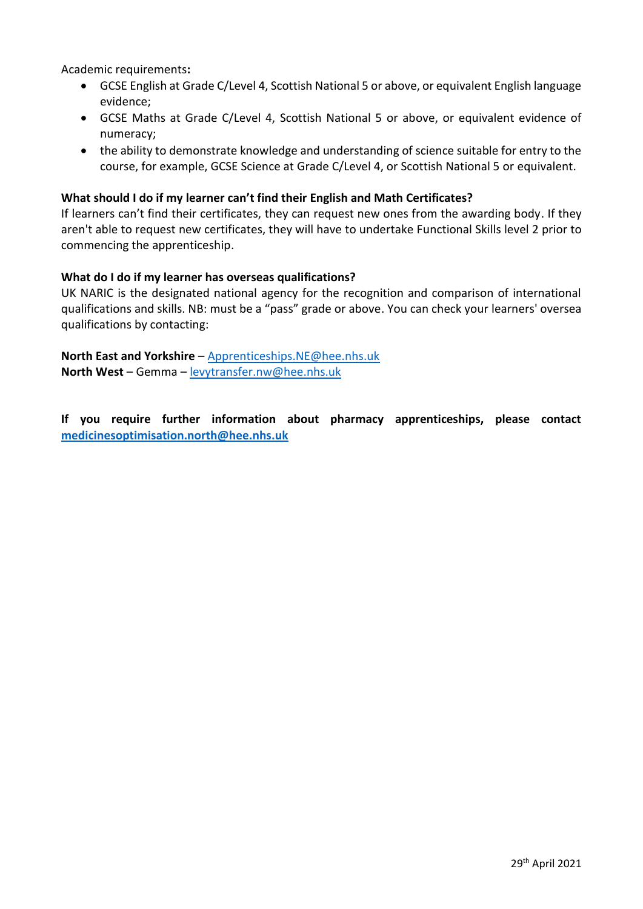Academic requirements**:**

- GCSE English at Grade C/Level 4, Scottish National 5 or above, or equivalent English language evidence;
- GCSE Maths at Grade C/Level 4, Scottish National 5 or above, or equivalent evidence of numeracy;
- the ability to demonstrate knowledge and understanding of science suitable for entry to the course, for example, GCSE Science at Grade C/Level 4, or Scottish National 5 or equivalent.

**What should I do if my learner can't find their English and Math Certificates?**

If learners can't find their certificates, they can request new ones from the awarding body. If they aren't able to request new certificates, they will have to undertake Functional Skills level 2 prior to commencing the apprenticeship.

**What do I do if my learner has overseas qualifications?**

UK NARIC is the designated national agency for the recognition and comparison of international qualifications and skills. NB: must be a "pass" grade or above. You can check your learners' oversea qualifications by contacting:

**North East and Yorkshire** – Apprenticeships.NE@hee.nhs.uk
**North West** – Gemma – levytransfer.nw@hee.nhs.uk

**If you require further information about pharmacy apprenticeships, please contact medicinesoptimisation.north@hee.nhs.uk**

29th April 2021